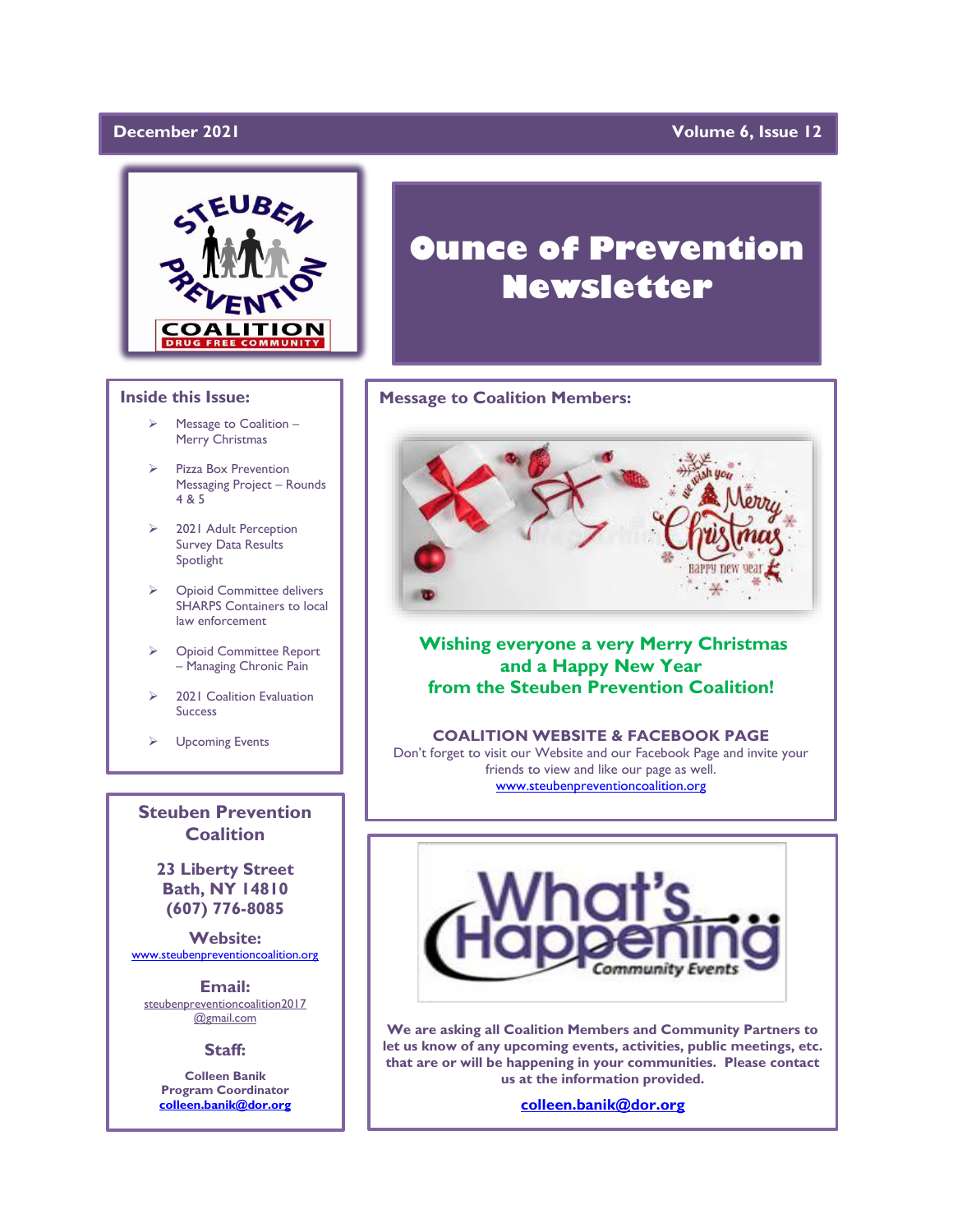December 2021 — Volume 6, Issue 12

# Ounce of Prevention Newsletter

## Inside this Issue:

- Message to Coalition – Merry Christmas
- Pizza Box Prevention Messaging Project – Rounds 4 & 5
- 2021 Adult Perception Survey Data Results Spotlight
- Opioid Committee delivers SHARPS Containers to local law enforcement
- Opioid Committee Report – Managing Chronic Pain
- 2021 Coalition Evaluation Success
- Upcoming Events

## Steuben Prevention Coalition

**23 Liberty Street**
**Bath, NY 14810**
**(607) 776-8085**

**Website:**
www.steubenpreventioncoalition.org

**Email:**
steubenpreventioncoalition2017@gmail.com

**Staff:**

**Colleen Banik**
**Program Coordinator**
**colleen.banik@dor.org**

## Message to Coalition Members:

**Wishing everyone a very Merry Christmas and a Happy New Year from the Steuben Prevention Coalition!**

**COALITION WEBSITE & FACEBOOK PAGE**

Don't forget to visit our Website and our Facebook Page and invite your friends to view and like our page as well.

www.steubenpreventioncoalition.org

## What's Happening – Community Events

**We are asking all Coalition Members and Community Partners to let us know of any upcoming events, activities, public meetings, etc. that are or will be happening in your communities. Please contact us at the information provided.**

**colleen.banik@dor.org**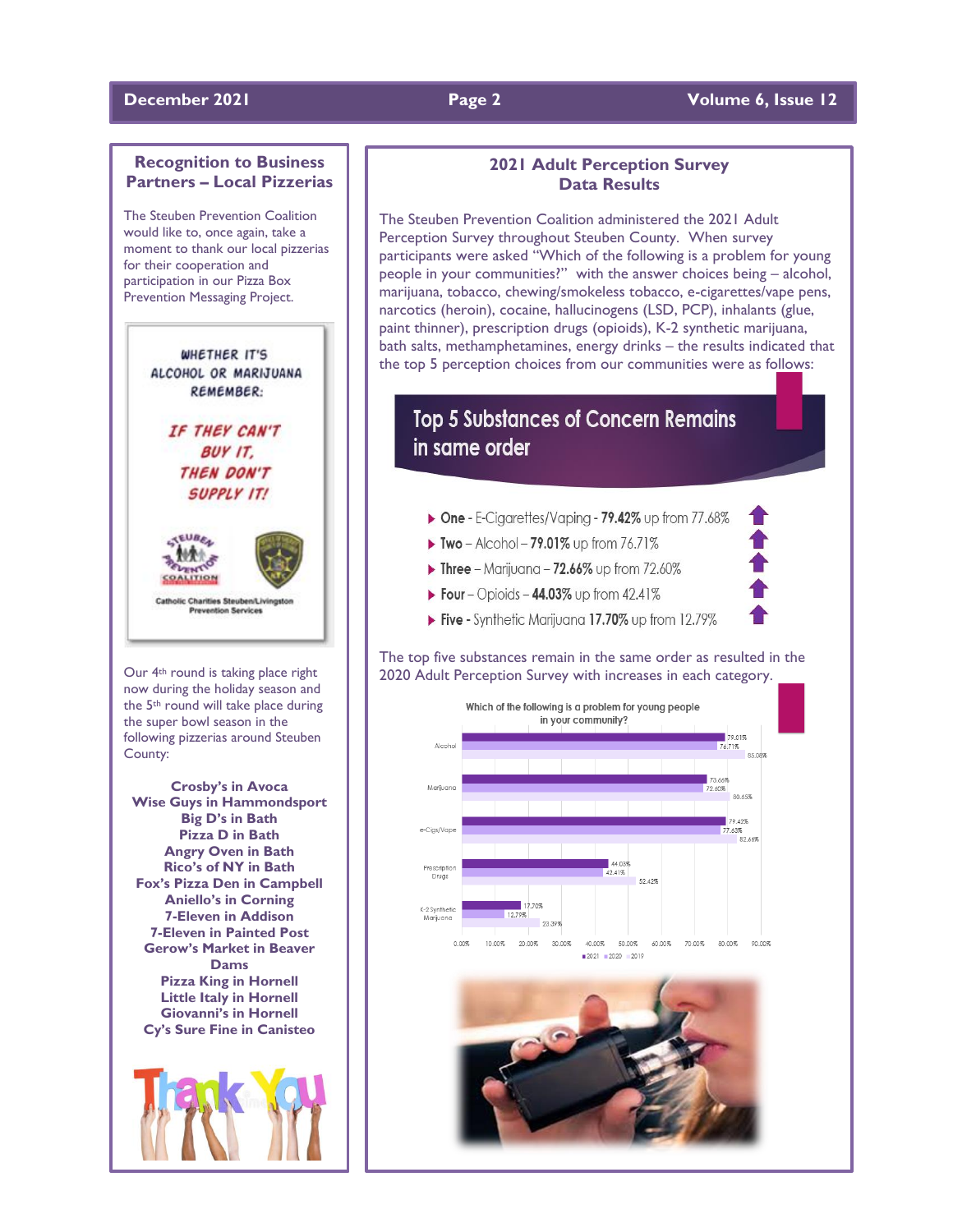## Recognition to Business Partners – Local Pizzerias

The Steuben Prevention Coalition would like to, once again, take a moment to thank our local pizzerias for their cooperation and participation in our Pizza Box Prevention Messaging Project.

WHETHER IT'S ALCOHOL OR MARIJUANA REMEMBER:

*IF THEY CAN'T BUY IT, THEN DON'T SUPPLY IT!*

Catholic Charities Steuben/Livingston Prevention Services

Our 4th round is taking place right now during the holiday season and the 5th round will take place during the super bowl season in the following pizzerias around Steuben County:

**Crosby's in Avoca**
**Wise Guys in Hammondsport**
**Big D's in Bath**
**Pizza D in Bath**
**Angry Oven in Bath**
**Rico's of NY in Bath**
**Fox's Pizza Den in Campbell**
**Aniello's in Corning**
**7-Eleven in Addison**
**7-Eleven in Painted Post**
**Gerow's Market in Beaver Dams**
**Pizza King in Hornell**
**Little Italy in Hornell**
**Giovanni's in Hornell**
**Cy's Sure Fine in Canisteo**

Thank You

## 2021 Adult Perception Survey Data Results

The Steuben Prevention Coalition administered the 2021 Adult Perception Survey throughout Steuben County. When survey participants were asked "Which of the following is a problem for young people in your communities?" with the answer choices being – alcohol, marijuana, tobacco, chewing/smokeless tobacco, e-cigarettes/vape pens, narcotics (heroin), cocaine, hallucinogens (LSD, PCP), inhalants (glue, paint thinner), prescription drugs (opioids), K-2 synthetic marijuana, bath salts, methamphetamines, energy drinks – the results indicated that the top 5 perception choices from our communities were as follows:

### Top 5 Substances of Concern Remains in same order

- **One** - E-Cigarettes/Vaping - **79.42%** up from 77.68%
- **Two** – Alcohol – **79.01%** up from 76.71%
- **Three** – Marijuana – **72.66%** up from 72.60%
- **Four** – Opioids – **44.03%** up from 42.41%
- **Five** - Synthetic Marijuana **17.70%** up from 12.79%

The top five substances remain in the same order as resulted in the 2020 Adult Perception Survey with increases in each category.

Which of the following is a problem for young people in your community?

Alcohol: 79.01%, 76.71%, 85.06%
Marijuana: 73.66%, 72.60%, 80.65%
e-Cigs/Vape: 79.42%, 77.65%, 82.66%
Prescription Drugs: 44.03%, 42.41%, 52.42%
K-2 Synthetic Marijuana: 17.70%, 12.79%, 23.39%

0.00% 10.00% 20.00% 30.00% 40.00% 50.00% 60.00% 70.00% 80.00% 90.00%

2021 2020 2019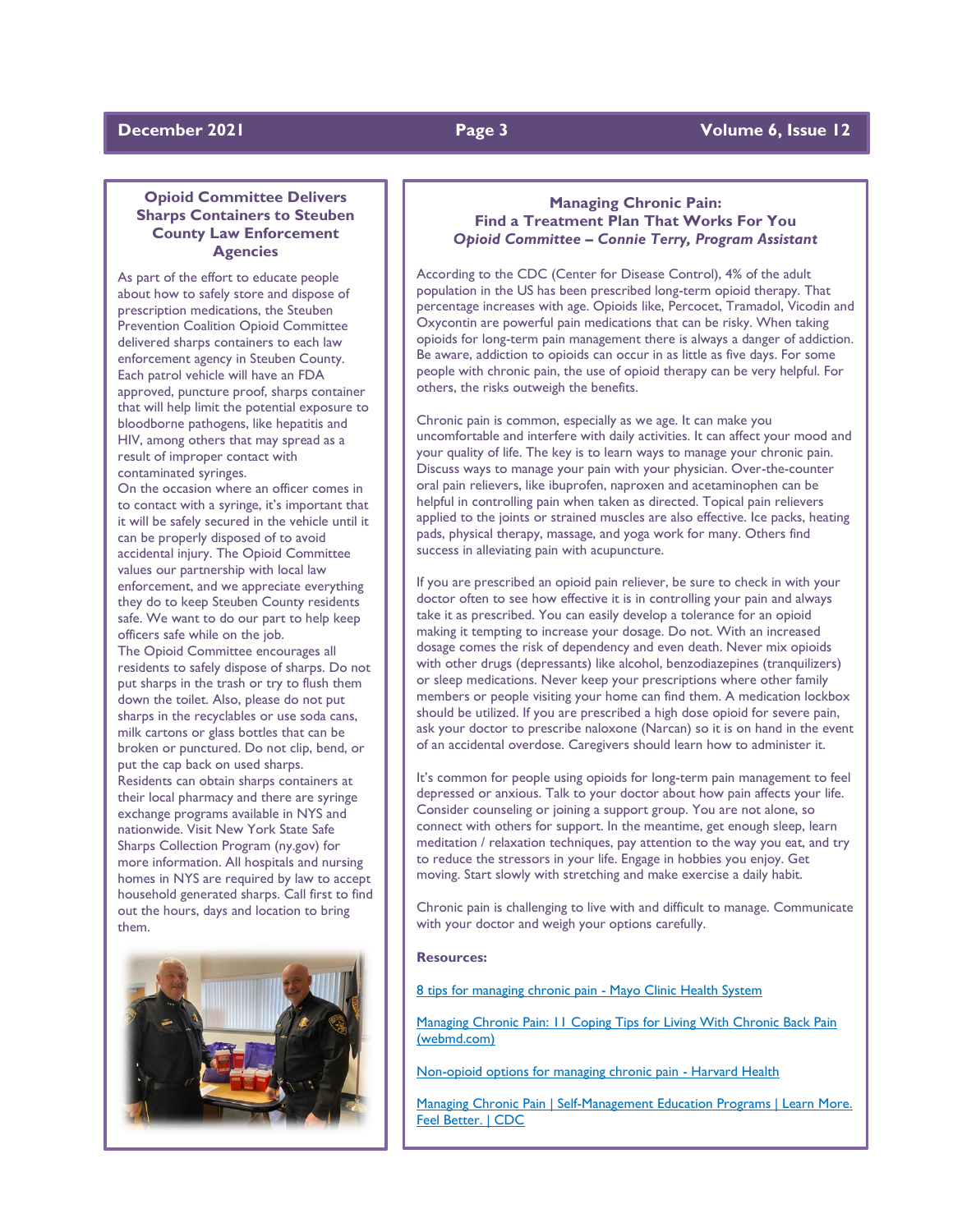## Opioid Committee Delivers Sharps Containers to Steuben County Law Enforcement Agencies

As part of the effort to educate people about how to safely store and dispose of prescription medications, the Steuben Prevention Coalition Opioid Committee delivered sharps containers to each law enforcement agency in Steuben County. Each patrol vehicle will have an FDA approved, puncture proof, sharps container that will help limit the potential exposure to bloodborne pathogens, like hepatitis and HIV, among others that may spread as a result of improper contact with contaminated syringes.

On the occasion where an officer comes in to contact with a syringe, it's important that it will be safely secured in the vehicle until it can be properly disposed of to avoid accidental injury. The Opioid Committee values our partnership with local law enforcement, and we appreciate everything they do to keep Steuben County residents safe. We want to do our part to help keep officers safe while on the job.

The Opioid Committee encourages all residents to safely dispose of sharps. Do not put sharps in the trash or try to flush them down the toilet. Also, please do not put sharps in the recyclables or use soda cans, milk cartons or glass bottles that can be broken or punctured. Do not clip, bend, or put the cap back on used sharps.

Residents can obtain sharps containers at their local pharmacy and there are syringe exchange programs available in NYS and nationwide. Visit New York State Safe Sharps Collection Program (ny.gov) for more information. All hospitals and nursing homes in NYS are required by law to accept household generated sharps. Call first to find out the hours, days and location to bring them.

## Managing Chronic Pain: Find a Treatment Plan That Works For You

***Opioid Committee – Connie Terry, Program Assistant***

According to the CDC (Center for Disease Control), 4% of the adult population in the US has been prescribed long-term opioid therapy. That percentage increases with age. Opioids like, Percocet, Tramadol, Vicodin and Oxycontin are powerful pain medications that can be risky. When taking opioids for long-term pain management there is always a danger of addiction. Be aware, addiction to opioids can occur in as little as five days. For some people with chronic pain, the use of opioid therapy can be very helpful. For others, the risks outweigh the benefits.

Chronic pain is common, especially as we age. It can make you uncomfortable and interfere with daily activities. It can affect your mood and your quality of life. The key is to learn ways to manage your chronic pain. Discuss ways to manage your pain with your physician. Over-the-counter oral pain relievers, like ibuprofen, naproxen and acetaminophen can be helpful in controlling pain when taken as directed. Topical pain relievers applied to the joints or strained muscles are also effective. Ice packs, heating pads, physical therapy, massage, and yoga work for many. Others find success in alleviating pain with acupuncture.

If you are prescribed an opioid pain reliever, be sure to check in with your doctor often to see how effective it is in controlling your pain and always take it as prescribed. You can easily develop a tolerance for an opioid making it tempting to increase your dosage. Do not. With an increased dosage comes the risk of dependency and even death. Never mix opioids with other drugs (depressants) like alcohol, benzodiazepines (tranquilizers) or sleep medications. Never keep your prescriptions where other family members or people visiting your home can find them. A medication lockbox should be utilized. If you are prescribed a high dose opioid for severe pain, ask your doctor to prescribe naloxone (Narcan) so it is on hand in the event of an accidental overdose. Caregivers should learn how to administer it.

It's common for people using opioids for long-term pain management to feel depressed or anxious. Talk to your doctor about how pain affects your life. Consider counseling or joining a support group. You are not alone, so connect with others for support. In the meantime, get enough sleep, learn meditation / relaxation techniques, pay attention to the way you eat, and try to reduce the stressors in your life. Engage in hobbies you enjoy. Get moving. Start slowly with stretching and make exercise a daily habit.

Chronic pain is challenging to live with and difficult to manage. Communicate with your doctor and weigh your options carefully.

**Resources:**

8 tips for managing chronic pain - Mayo Clinic Health System

Managing Chronic Pain: 11 Coping Tips for Living With Chronic Back Pain (webmd.com)

Non-opioid options for managing chronic pain - Harvard Health

Managing Chronic Pain | Self-Management Education Programs | Learn More. Feel Better. | CDC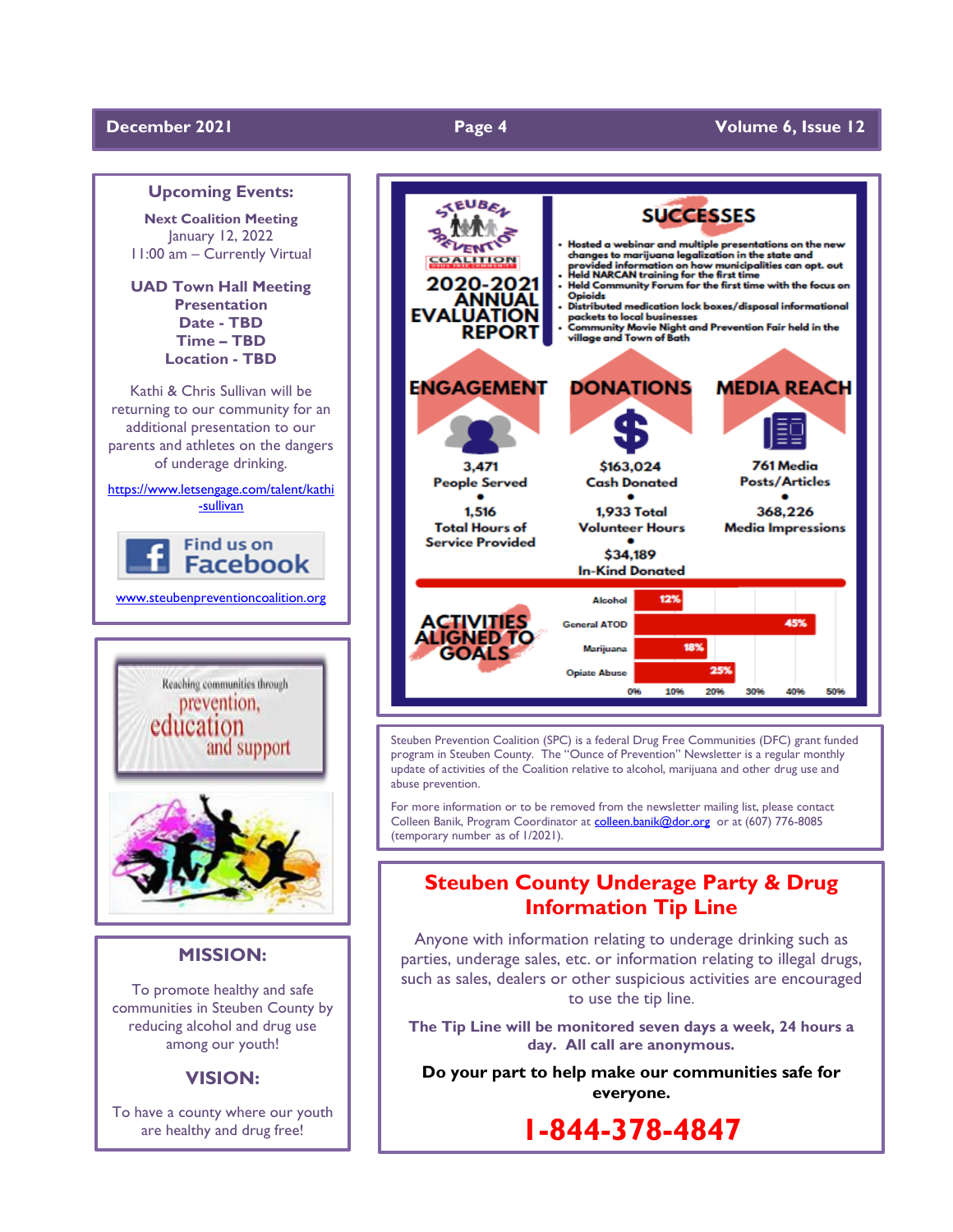## Upcoming Events:

**Next Coalition Meeting**
January 12, 2022
11:00 am – Currently Virtual

**UAD Town Hall Meeting Presentation**
**Date - TBD**
**Time – TBD**
**Location - TBD**

Kathi & Chris Sullivan will be returning to our community for an additional presentation to our parents and athletes on the dangers of underage drinking.

https://www.letsengage.com/talent/kathi-sullivan

Find us on Facebook

www.steubenpreventioncoalition.org

Reaching communities through prevention, education and support

## MISSION:

To promote healthy and safe communities in Steuben County by reducing alcohol and drug use among our youth!

## VISION:

To have a county where our youth are healthy and drug free!

STEUBEN PREVENTION COALITION

2020-2021 ANNUAL EVALUATION REPORT

### SUCCESSES

- Hosted a webinar and multiple presentations on the new changes to marijuana legalization in the state and provided information on how municipalities can opt. out
- Held NARCAN training for the first time
- Held Community Forum for the first time with the focus on Opioids
- Distributed medication lock boxes/disposal informational packets to local businesses
- Community Movie Night and Prevention Fair held in the village and Town of Bath

### ENGAGEMENT

3,471
People Served
•
1,516
Total Hours of Service Provided

### DONATIONS

$163,024
Cash Donated
•
1,933 Total Volunteer Hours
•
$34,189
In-Kind Donated

### MEDIA REACH

761 Media Posts/Articles
•
368,226
Media Impressions

### ACTIVITIES ALIGNED TO GOALS

Alcohol 12%
General ATOD 45%
Marijuana 18%
Opiate Abuse 25%
0% 10% 20% 30% 40% 50%

Steuben Prevention Coalition (SPC) is a federal Drug Free Communities (DFC) grant funded program in Steuben County. The "Ounce of Prevention" Newsletter is a regular monthly update of activities of the Coalition relative to alcohol, marijuana and other drug use and abuse prevention.

For more information or to be removed from the newsletter mailing list, please contact Colleen Banik, Program Coordinator at colleen.banik@dor.org or at (607) 776-8085 (temporary number as of 1/2021).

## Steuben County Underage Party & Drug Information Tip Line

Anyone with information relating to underage drinking such as parties, underage sales, etc. or information relating to illegal drugs, such as sales, dealers or other suspicious activities are encouraged to use the tip line.

**The Tip Line will be monitored seven days a week, 24 hours a day. All call are anonymous.**

**Do your part to help make our communities safe for everyone.**

**1-844-378-4847**